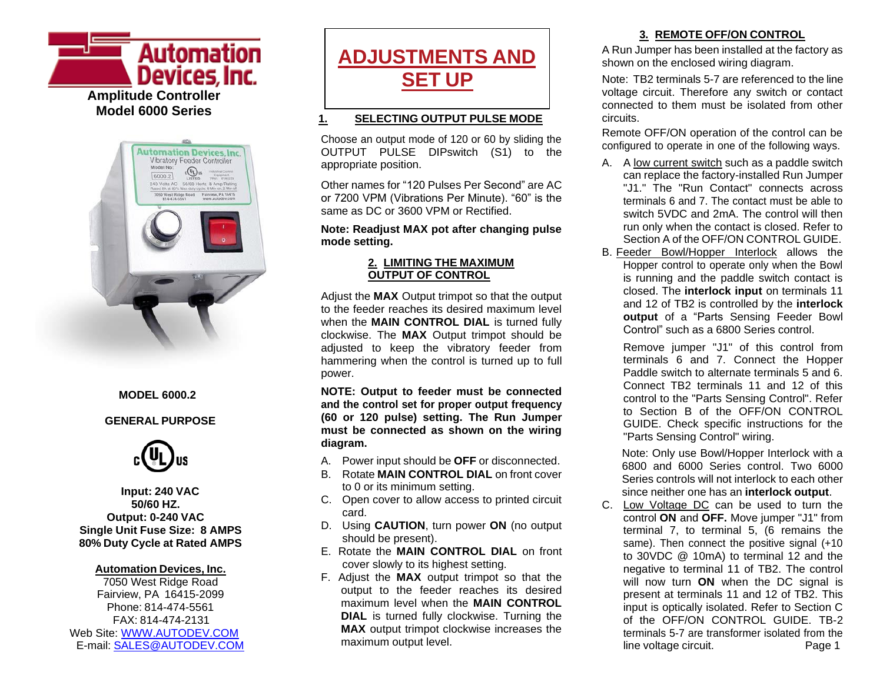# Automation Devices, Inc.

**Amplitude Controller**
**Model 6000 Series**

**MODEL 6000.2**

**GENERAL PURPOSE**

c UL us

**Input: 240 VAC**
**50/60 HZ.**
**Output: 0-240 VAC**
**Single Unit Fuse Size: 8 AMPS**
**80% Duty Cycle at Rated AMPS**

**Automation Devices, Inc.**
7050 West Ridge Road
Fairview, PA 16415-2099
Phone: 814-474-5561
FAX: 814-474-2131
Web Site: WWW.AUTODEV.COM
E-mail: SALES@AUTODEV.COM

# ADJUSTMENTS AND SET UP

## 1. SELECTING OUTPUT PULSE MODE

Choose an output mode of 120 or 60 by sliding the OUTPUT PULSE DIPswitch (S1) to the appropriate position.

Other names for "120 Pulses Per Second" are AC or 7200 VPM (Vibrations Per Minute). "60" is the same as DC or 3600 VPM or Rectified.

**Note: Readjust MAX pot after changing pulse mode setting.**

## 2. LIMITING THE MAXIMUM OUTPUT OF CONTROL

Adjust the **MAX** Output trimpot so that the output to the feeder reaches its desired maximum level when the **MAIN CONTROL DIAL** is turned fully clockwise. The **MAX** Output trimpot should be adjusted to keep the vibratory feeder from hammering when the control is turned up to full power.

**NOTE: Output to feeder must be connected and the control set for proper output frequency (60 or 120 pulse) setting. The Run Jumper must be connected as shown on the wiring diagram.**

A. Power input should be **OFF** or disconnected.
B. Rotate **MAIN CONTROL DIAL** on front cover to 0 or its minimum setting.
C. Open cover to allow access to printed circuit card.
D. Using **CAUTION**, turn power **ON** (no output should be present).
E. Rotate the **MAIN CONTROL DIAL** on front cover slowly to its highest setting.
F. Adjust the **MAX** output trimpot so that the output to the feeder reaches its desired maximum level when the **MAIN CONTROL DIAL** is turned fully clockwise. Turning the **MAX** output trimpot clockwise increases the maximum output level.

## 3. REMOTE OFF/ON CONTROL

A Run Jumper has been installed at the factory as shown on the enclosed wiring diagram.

Note: TB2 terminals 5-7 are referenced to the line voltage circuit. Therefore any switch or contact connected to them must be isolated from other circuits.

Remote OFF/ON operation of the control can be configured to operate in one of the following ways.

A. A low current switch such as a paddle switch can replace the factory-installed Run Jumper "J1." The "Run Contact" connects across terminals 6 and 7. The contact must be able to switch 5VDC and 2mA. The control will then run only when the contact is closed. Refer to Section A of the OFF/ON CONTROL GUIDE.

B. Feeder Bowl/Hopper Interlock allows the Hopper control to operate only when the Bowl is running and the paddle switch contact is closed. The **interlock input** on terminals 11 and 12 of TB2 is controlled by the **interlock output** of a "Parts Sensing Feeder Bowl Control" such as a 6800 Series control.

   Remove jumper "J1" of this control from terminals 6 and 7. Connect the Hopper Paddle switch to alternate terminals 5 and 6. Connect TB2 terminals 11 and 12 of this control to the "Parts Sensing Control". Refer to Section B of the OFF/ON CONTROL GUIDE. Check specific instructions for the "Parts Sensing Control" wiring.

   Note: Only use Bowl/Hopper Interlock with a 6800 and 6000 Series control. Two 6000 Series controls will not interlock to each other since neither one has an **interlock output**.

C. Low Voltage DC can be used to turn the control **ON** and **OFF.** Move jumper "J1" from terminal 7, to terminal 5, (6 remains the same). Then connect the positive signal (+10 to 30VDC @ 10mA) to terminal 12 and the negative to terminal 11 of TB2. The control will now turn **ON** when the DC signal is present at terminals 11 and 12 of TB2. This input is optically isolated. Refer to Section C of the OFF/ON CONTROL GUIDE. TB-2 terminals 5-7 are transformer isolated from the line voltage circuit.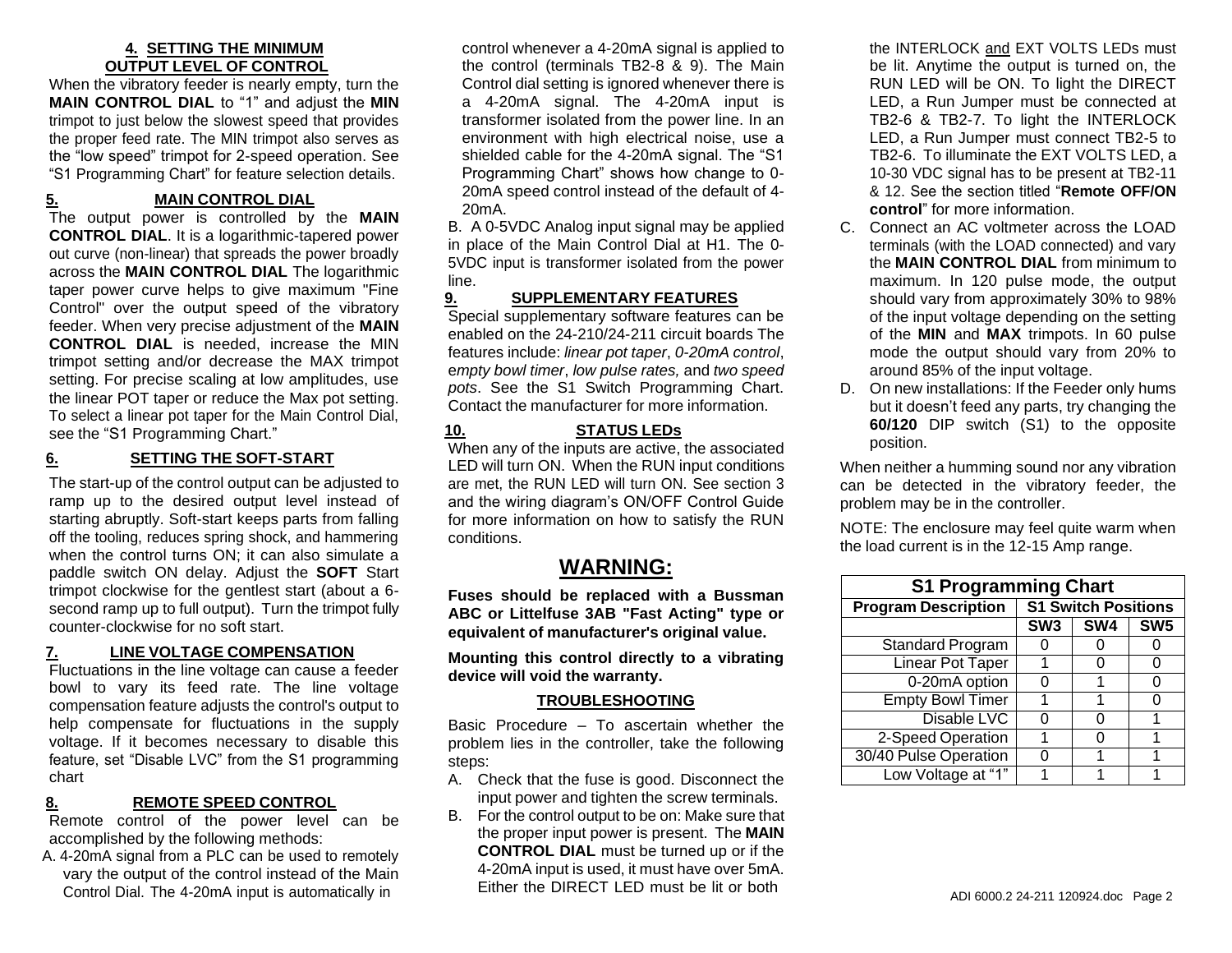## 4. SETTING THE MINIMUM OUTPUT LEVEL OF CONTROL

When the vibratory feeder is nearly empty, turn the **MAIN CONTROL DIAL** to "1" and adjust the **MIN** trimpot to just below the slowest speed that provides the proper feed rate. The MIN trimpot also serves as the "low speed" trimpot for 2-speed operation. See "S1 Programming Chart" for feature selection details.

## 5. MAIN CONTROL DIAL

The output power is controlled by the **MAIN CONTROL DIAL**. It is a logarithmic-tapered power out curve (non-linear) that spreads the power broadly across the **MAIN CONTROL DIAL** The logarithmic taper power curve helps to give maximum "Fine Control" over the output speed of the vibratory feeder. When very precise adjustment of the **MAIN CONTROL DIAL** is needed, increase the MIN trimpot setting and/or decrease the MAX trimpot setting. For precise scaling at low amplitudes, use the linear POT taper or reduce the Max pot setting. To select a linear pot taper for the Main Control Dial, see the "S1 Programming Chart."

## 6. SETTING THE SOFT-START

The start-up of the control output can be adjusted to ramp up to the desired output level instead of starting abruptly. Soft-start keeps parts from falling off the tooling, reduces spring shock, and hammering when the control turns ON; it can also simulate a paddle switch ON delay. Adjust the **SOFT** Start trimpot clockwise for the gentlest start (about a 6-second ramp up to full output). Turn the trimpot fully counter-clockwise for no soft start.

## 7. LINE VOLTAGE COMPENSATION

Fluctuations in the line voltage can cause a feeder bowl to vary its feed rate. The line voltage compensation feature adjusts the control's output to help compensate for fluctuations in the supply voltage. If it becomes necessary to disable this feature, set "Disable LVC" from the S1 programming chart

## 8. REMOTE SPEED CONTROL

Remote control of the power level can be accomplished by the following methods:

A. 4-20mA signal from a PLC can be used to remotely vary the output of the control instead of the Main Control Dial. The 4-20mA input is automatically in control whenever a 4-20mA signal is applied to the control (terminals TB2-8 & 9). The Main Control dial setting is ignored whenever there is a 4-20mA signal. The 4-20mA input is transformer isolated from the power line. In an environment with high electrical noise, use a shielded cable for the 4-20mA signal. The "S1 Programming Chart" shows how change to 0-20mA speed control instead of the default of 4-20mA.

B. A 0-5VDC Analog input signal may be applied in place of the Main Control Dial at H1. The 0-5VDC input is transformer isolated from the power line.

## 9. SUPPLEMENTARY FEATURES

Special supplementary software features can be enabled on the 24-210/24-211 circuit boards The features include: *linear pot taper*, *0-20mA control*, *empty bowl timer*, *low pulse rates,* and *two speed pots*. See the S1 Switch Programming Chart. Contact the manufacturer for more information.

## 10. STATUS LEDs

When any of the inputs are active, the associated LED will turn ON. When the RUN input conditions are met, the RUN LED will turn ON. See section 3 and the wiring diagram's ON/OFF Control Guide for more information on how to satisfy the RUN conditions.

# WARNING:

**Fuses should be replaced with a Bussman ABC or Littelfuse 3AB "Fast Acting" type or equivalent of manufacturer's original value.**

**Mounting this control directly to a vibrating device will void the warranty.**

## TROUBLESHOOTING

Basic Procedure – To ascertain whether the problem lies in the controller, take the following steps:

A. Check that the fuse is good. Disconnect the input power and tighten the screw terminals.
B. For the control output to be on: Make sure that the proper input power is present. The **MAIN CONTROL DIAL** must be turned up or if the 4-20mA input is used, it must have over 5mA. Either the DIRECT LED must be lit or both the INTERLOCK and EXT VOLTS LEDs must be lit. Anytime the output is turned on, the RUN LED will be ON. To light the DIRECT LED, a Run Jumper must be connected at TB2-6 & TB2-7. To light the INTERLOCK LED, a Run Jumper must connect TB2-5 to TB2-6. To illuminate the EXT VOLTS LED, a 10-30 VDC signal has to be present at TB2-11 & 12. See the section titled "**Remote OFF/ON control**" for more information.
C. Connect an AC voltmeter across the LOAD terminals (with the LOAD connected) and vary the **MAIN CONTROL DIAL** from minimum to maximum. In 120 pulse mode, the output should vary from approximately 30% to 98% of the input voltage depending on the setting of the **MIN** and **MAX** trimpots. In 60 pulse mode the output should vary from 20% to around 85% of the input voltage.
D. On new installations: If the Feeder only hums but it doesn't feed any parts, try changing the **60/120** DIP switch (S1) to the opposite position.

When neither a humming sound nor any vibration can be detected in the vibratory feeder, the problem may be in the controller.

NOTE: The enclosure may feel quite warm when the load current is in the 12-15 Amp range.

| S1 Programming Chart | | | |
|---|---|---|---|
| **Program Description** | **S1 Switch Positions** | | |
| | **SW3** | **SW4** | **SW5** |
| Standard Program | 0 | 0 | 0 |
| Linear Pot Taper | 1 | 0 | 0 |
| 0-20mA option | 0 | 1 | 0 |
| Empty Bowl Timer | 1 | 1 | 0 |
| Disable LVC | 0 | 0 | 1 |
| 2-Speed Operation | 1 | 0 | 1 |
| 30/40 Pulse Operation | 0 | 1 | 1 |
| Low Voltage at "1" | 1 | 1 | 1 |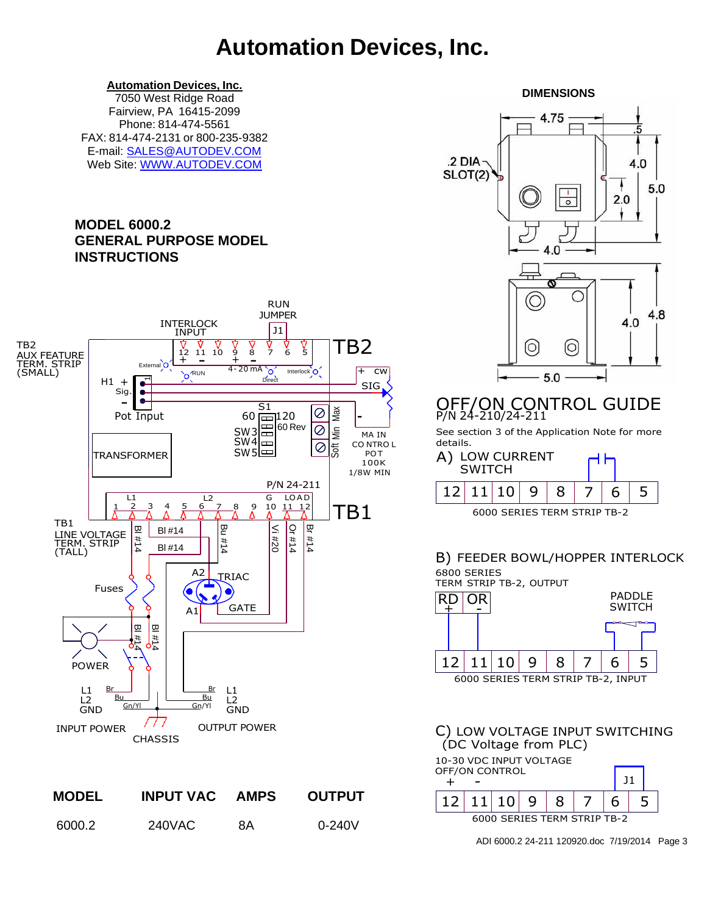# Automation Devices, Inc.

**Automation Devices, Inc.**
7050 West Ridge Road
Fairview, PA 16415-2099
Phone: 814-474-5561
FAX: 814-474-2131 or 800-235-9382
E-mail: SALES@AUTODEV.COM
Web Site: WWW.AUTODEV.COM

## MODEL 6000.2
## GENERAL PURPOSE MODEL
## INSTRUCTIONS

RUN JUMPER
INTERLOCK INPUT
J1
TB2
TB2 AUX FEATURE TERM. STRIP (SMALL)
12 11 10 9 8 7 6 5
External
RUN
4-20 mA
Direct
Interlock
+ CW
SIG
H1 +
Sig.
-
Pot Input
S1
60 120
60 Rev
SW3
SW4
SW5
Max
Min
Soft
MA IN CONTROL POT 100K 1/8W MIN
TRANSFORMER
P/N 24-211
L1 L2 G LOAD
1 2 3 4 5 6 7 8 9 10 11 12
TB1
TB1 LINE VOLTAGE TERM. STRIP (TALL)
Bl #14
Bl #14
Bl #14
Bu #14
Vi #20
Or #14
Br #14
A2
TRIAC
A1
GATE
Fuses
Bl #14
Bl #14
POWER
L1 Br
L2 Bu
GND Gn/Yl
INPUT POWER
CHASSIS
Br L1
Bu L2
Gn/Yl GND
OUTPUT POWER

**DIMENSIONS**

4.75
.5
.2 DIA SLOT(2)
4.0
5.0
2.0
4.0
4.0
4.8
5.0

| MODEL | INPUT VAC | AMPS | OUTPUT |
|---|---|---|---|
| 6000.2 | 240VAC | 8A | 0-240V |

## OFF/ON CONTROL GUIDE
P/N 24-210/24-211

See section 3 of the Application Note for more details.

### A) LOW CURRENT SWITCH

12 11 10 9 8 7 6 5

6000 SERIES TERM STRIP TB-2

### B) FEEDER BOWL/HOPPER INTERLOCK

6800 SERIES
TERM STRIP TB-2, OUTPUT

RD + OR -

PADDLE SWITCH

12 11 10 9 8 7 6 5

6000 SERIES TERM STRIP TB-2, INPUT

### C) LOW VOLTAGE INPUT SWITCHING (DC Voltage from PLC)

10-30 VDC INPUT VOLTAGE
OFF/ON CONTROL
+ -
J1

12 11 10 9 8 7 6 5

6000 SERIES TERM STRIP TB-2

ADI 6000.2 24-211 120920.doc 7/19/2014